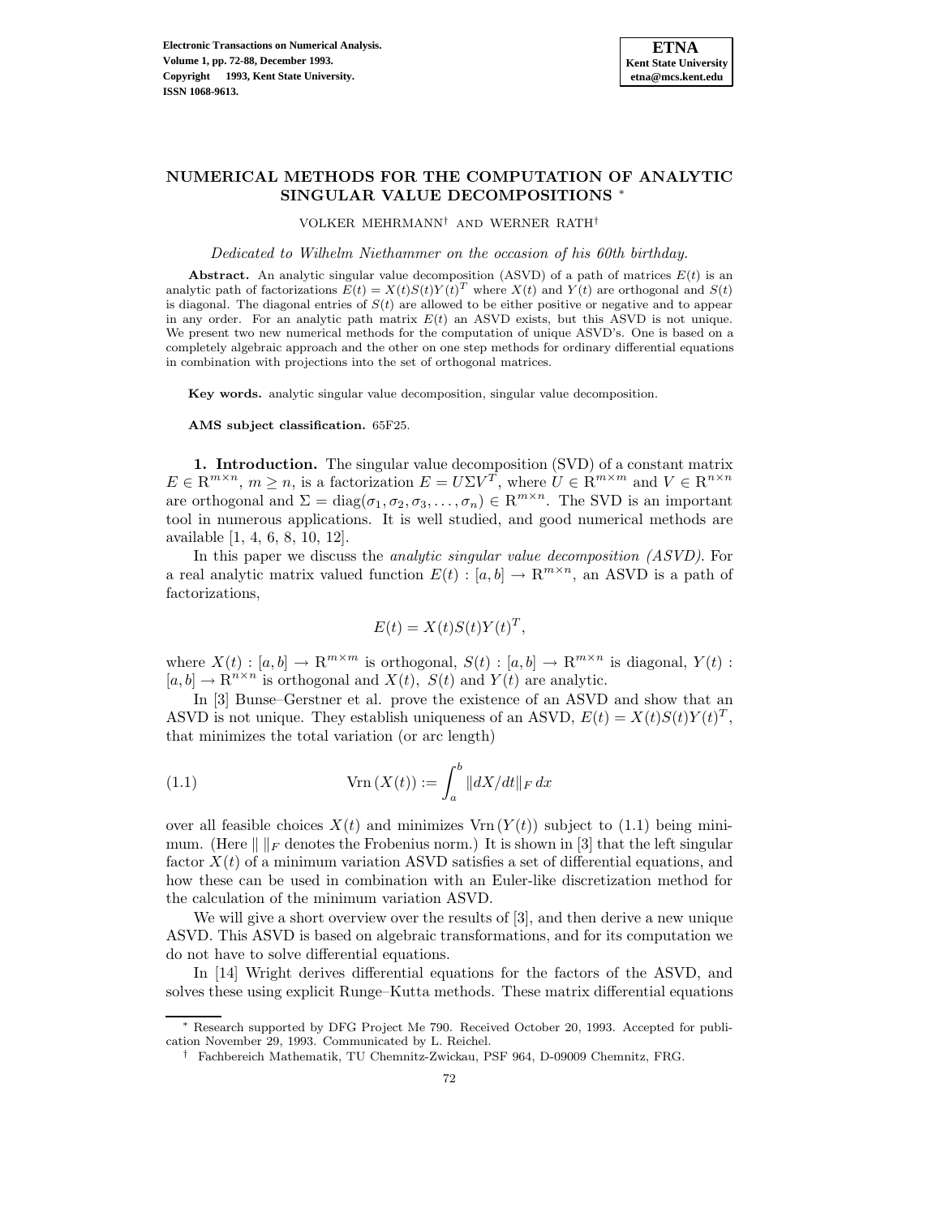# NUMERICAL METHODS FOR THE COMPUTATION OF ANALYTIC SINGULAR VALUE DECOMPOSITIONS *

VOLKER MEHRMANN† AND WERNER RATH†

*Dedicated to Wilhelm Niethammer on the occasion of his 60th birthday.*

**Abstract.** An analytic singular value decomposition (ASVD) of a path of matrices $E(t)$ is an analytic path of factorizations $E(t) = X(t)S(t)Y(t)^T$ where $X(t)$ and $Y(t)$ are orthogonal and $S(t)$ is diagonal. The diagonal entries of $S(t)$ are allowed to be either positive or negative and to appear in any order. For an analytic path matrix $E(t)$ an ASVD exists, but this ASVD is not unique. We present two new numerical methods for the computation of unique ASVD's. One is based on a completely algebraic approach and the other on one step methods for ordinary differential equations in combination with projections into the set of orthogonal matrices.

**Key words.** analytic singular value decomposition, singular value decomposition.

**AMS subject classification.** 65F25.

**1. Introduction.** The singular value decomposition (SVD) of a constant matrix $E \in \mathrm{R}^{m\times n}$, $m \geq n$, is a factorization $E = U\Sigma V^T$, where $U \in \mathrm{R}^{m\times m}$ and $V \in \mathrm{R}^{n\times n}$ are orthogonal and $\Sigma = \mathrm{diag}(\sigma_1, \sigma_2, \sigma_3, \ldots, \sigma_n) \in \mathrm{R}^{m\times n}$. The SVD is an important tool in numerous applications. It is well studied, and good numerical methods are available [1, 4, 6, 8, 10, 12].

In this paper we discuss the *analytic singular value decomposition (ASVD)*. For a real analytic matrix valued function $E(t) : [a, b] \rightarrow \mathrm{R}^{m\times n}$, an ASVD is a path of factorizations,

$$E(t) = X(t)S(t)Y(t)^T,$$

where $X(t) : [a, b] \rightarrow \mathrm{R}^{m\times m}$ is orthogonal, $S(t) : [a, b] \rightarrow \mathrm{R}^{m\times n}$ is diagonal, $Y(t) : [a, b] \rightarrow \mathrm{R}^{n\times n}$ is orthogonal and $X(t)$, $S(t)$ and $Y(t)$ are analytic.

In [3] Bunse–Gerstner et al. prove the existence of an ASVD and show that an ASVD is not unique. They establish uniqueness of an ASVD, $E(t) = X(t)S(t)Y(t)^T$, that minimizes the total variation (or arc length)

$$\mathrm{Vrn}\,(X(t)) := \int_a^b \|dX/dt\|_F \, dx \tag{1.1}$$

over all feasible choices $X(t)$ and minimizes $\mathrm{Vrn}\,(Y(t))$ subject to (1.1) being minimum. (Here $\| \, \|_F$ denotes the Frobenius norm.) It is shown in [3] that the left singular factor $X(t)$ of a minimum variation ASVD satisfies a set of differential equations, and how these can be used in combination with an Euler-like discretization method for the calculation of the minimum variation ASVD.

We will give a short overview over the results of [3], and then derive a new unique ASVD. This ASVD is based on algebraic transformations, and for its computation we do not have to solve differential equations.

In [14] Wright derives differential equations for the factors of the ASVD, and solves these using explicit Runge–Kutta methods. These matrix differential equations

* Research supported by DFG Project Me 790. Received October 20, 1993. Accepted for publication November 29, 1993. Communicated by L. Reichel.

† Fachbereich Mathematik, TU Chemnitz-Zwickau, PSF 964, D-09009 Chemnitz, FRG.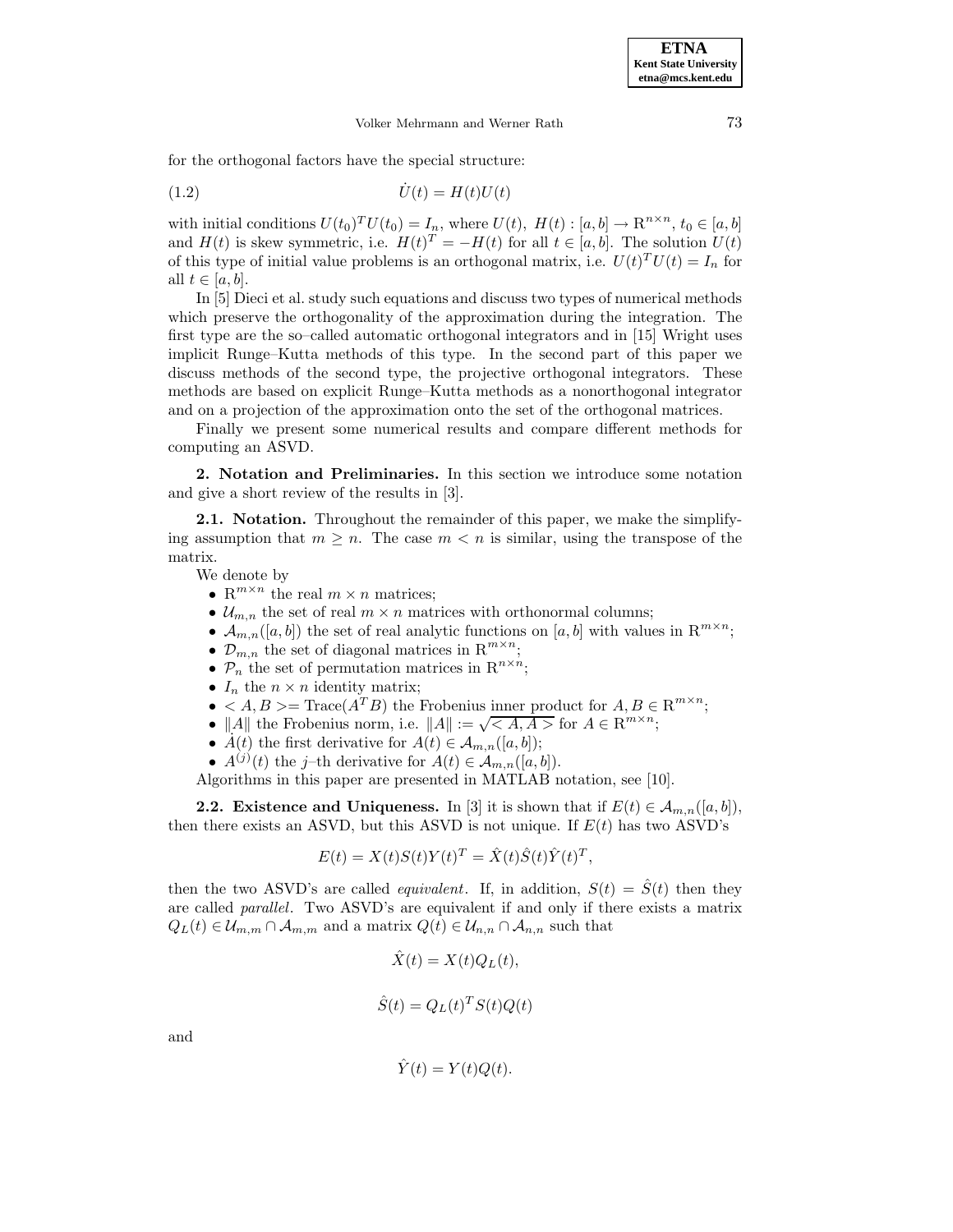for the orthogonal factors have the special structure:

$$\dot{U}(t) = H(t)U(t) \tag{1.2}$$

with initial conditions $U(t_0)^T U(t_0) = I_n$, where $U(t),\ H(t) : [a,b] \to \mathrm{R}^{n\times n}$, $t_0 \in [a,b]$ and $H(t)$ is skew symmetric, i.e. $H(t)^T = -H(t)$ for all $t \in [a,b]$. The solution $U(t)$ of this type of initial value problems is an orthogonal matrix, i.e. $U(t)^T U(t) = I_n$ for all $t \in [a,b]$.

In [5] Dieci et al. study such equations and discuss two types of numerical methods which preserve the orthogonality of the approximation during the integration. The first type are the so–called automatic orthogonal integrators and in [15] Wright uses implicit Runge–Kutta methods of this type. In the second part of this paper we discuss methods of the second type, the projective orthogonal integrators. These methods are based on explicit Runge–Kutta methods as a nonorthogonal integrator and on a projection of the approximation onto the set of the orthogonal matrices.

Finally we present some numerical results and compare different methods for computing an ASVD.

## 2. Notation and Preliminaries.

In this section we introduce some notation and give a short review of the results in [3].

### 2.1. Notation.

Throughout the remainder of this paper, we make the simplifying assumption that $m \geq n$. The case $m < n$ is similar, using the transpose of the matrix.

We denote by

- $\mathrm{R}^{m\times n}$ the real $m \times n$ matrices;
- $\mathcal{U}_{m,n}$ the set of real $m \times n$ matrices with orthonormal columns;
- $\mathcal{A}_{m,n}([a,b])$ the set of real analytic functions on $[a,b]$ with values in $\mathrm{R}^{m\times n}$;
- $\mathcal{D}_{m,n}$ the set of diagonal matrices in $\mathrm{R}^{m\times n}$;
- $\mathcal{P}_n$ the set of permutation matrices in $\mathrm{R}^{n\times n}$;
- $I_n$ the $n \times n$ identity matrix;
- $< A, B >= \mathrm{Trace}(A^T B)$ the Frobenius inner product for $A, B \in \mathrm{R}^{m\times n}$;
- $\|A\|$ the Frobenius norm, i.e. $\|A\| := \sqrt{< A, A >}$ for $A \in \mathrm{R}^{m\times n}$;
- $\dot{A}(t)$ the first derivative for $A(t) \in \mathcal{A}_{m,n}([a,b])$;
- $A^{(j)}(t)$ the $j$–th derivative for $A(t) \in \mathcal{A}_{m,n}([a,b])$.

Algorithms in this paper are presented in MATLAB notation, see [10].

### 2.2. Existence and Uniqueness.

In [3] it is shown that if $E(t) \in \mathcal{A}_{m,n}([a,b])$, then there exists an ASVD, but this ASVD is not unique. If $E(t)$ has two ASVD's

$$E(t) = X(t)S(t)Y(t)^T = \hat{X}(t)\hat{S}(t)\hat{Y}(t)^T,$$

then the two ASVD's are called *equivalent*. If, in addition, $S(t) = \hat{S}(t)$ then they are called *parallel*. Two ASVD's are equivalent if and only if there exists a matrix $Q_L(t) \in \mathcal{U}_{m,m} \cap \mathcal{A}_{m,m}$ and a matrix $Q(t) \in \mathcal{U}_{n,n} \cap \mathcal{A}_{n,n}$ such that

$$\hat{X}(t) = X(t)Q_L(t),$$

$$\hat{S}(t) = Q_L(t)^T S(t) Q(t)$$

and

$$\hat{Y}(t) = Y(t)Q(t).$$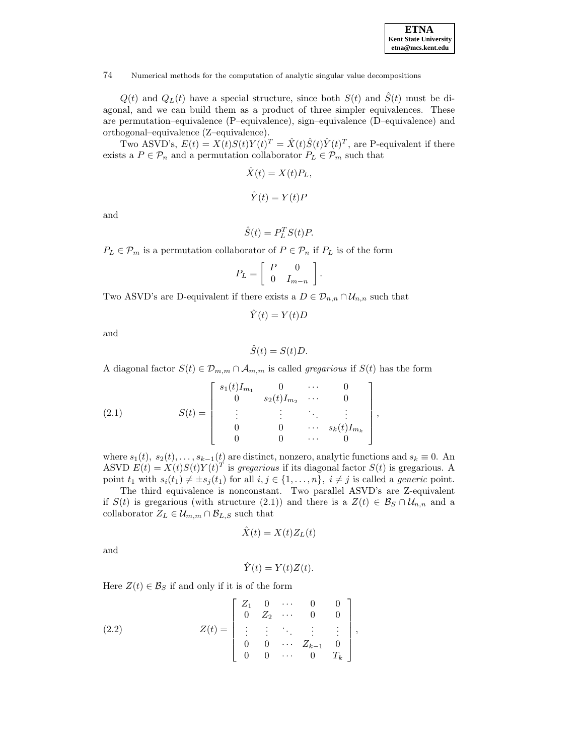$Q(t)$ and $Q_L(t)$ have a special structure, since both $S(t)$ and $\hat{S}(t)$ must be diagonal, and we can build them as a product of three simpler equivalences. These are permutation–equivalence (P–equivalence), sign–equivalence (D–equivalence) and orthogonal–equivalence (Z–equivalence).

Two ASVD's, $E(t) = X(t)S(t)Y(t)^T = \hat{X}(t)\hat{S}(t)\hat{Y}(t)^T$, are P-equivalent if there exists a $P \in \mathcal{P}_n$ and a permutation collaborator $P_L \in \mathcal{P}_m$ such that

$$\hat{X}(t) = X(t)P_L,$$

$$\hat{Y}(t) = Y(t)P$$

and

$$\hat{S}(t) = P_L^T S(t)P.$$

$P_L \in \mathcal{P}_m$ is a permutation collaborator of $P \in \mathcal{P}_n$ if $P_L$ is of the form

$$P_L = \begin{bmatrix} P & 0 \\ 0 & I_{m-n} \end{bmatrix}.$$

Two ASVD's are D-equivalent if there exists a $D \in \mathcal{D}_{n,n} \cap \mathcal{U}_{n,n}$ such that

$$\hat{Y}(t) = Y(t)D$$

and

$$\hat{S}(t) = S(t)D.$$

A diagonal factor $S(t) \in \mathcal{D}_{m,m} \cap \mathcal{A}_{m,m}$ is called *gregarious* if $S(t)$ has the form

$$S(t) = \begin{bmatrix} s_1(t)I_{m_1} & 0 & \cdots & 0 \\ 0 & s_2(t)I_{m_2} & \cdots & 0 \\ \vdots & \vdots & \ddots & \vdots \\ 0 & 0 & \cdots & s_k(t)I_{m_k} \\ 0 & 0 & \cdots & 0 \end{bmatrix}, \tag{2.1}$$

where $s_1(t),\ s_2(t), \ldots, s_{k-1}(t)$ are distinct, nonzero, analytic functions and $s_k \equiv 0$. An ASVD $E(t) = X(t)S(t)Y(t)^T$ is *gregarious* if its diagonal factor $S(t)$ is gregarious. A point $t_1$ with $s_i(t_1) \neq \pm s_j(t_1)$ for all $i, j \in \{1, \ldots, n\},\ i \neq j$ is called a *generic* point.

The third equivalence is nonconstant. Two parallel ASVD's are Z-equivalent if $S(t)$ is gregarious (with structure (2.1)) and there is a $Z(t) \in \mathcal{B}_S \cap \mathcal{U}_{n,n}$ and a collaborator $Z_L \in \mathcal{U}_{m,m} \cap \mathcal{B}_{L,S}$ such that

$$\hat{X}(t) = X(t)Z_L(t)$$

and

$$\hat{Y}(t) = Y(t)Z(t).$$

Here $Z(t) \in \mathcal{B}_S$ if and only if it is of the form

$$Z(t) = \begin{bmatrix} Z_1 & 0 & \cdots & 0 & 0 \\ 0 & Z_2 & \cdots & 0 & 0 \\ \vdots & \vdots & \ddots & \vdots & \vdots \\ 0 & 0 & \cdots & Z_{k-1} & 0 \\ 0 & 0 & \cdots & 0 & T_k \end{bmatrix}, \tag{2.2}$$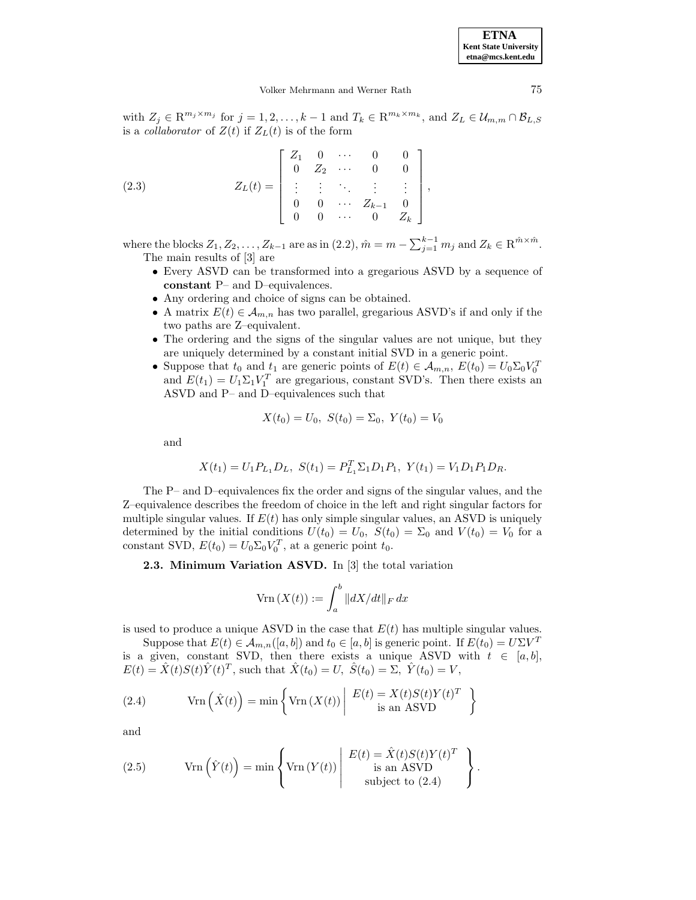with $Z_j \in \mathrm{R}^{m_j \times m_j}$ for $j = 1, 2, \ldots, k-1$ and $T_k \in \mathrm{R}^{m_k \times m_k}$, and $Z_L \in \mathcal{U}_{m,m} \cap \mathcal{B}_{L,S}$ is a *collaborator* of $Z(t)$ if $Z_L(t)$ is of the form

$$
Z_L(t) = \begin{bmatrix} Z_1 & 0 & \cdots & 0 & 0 \\ 0 & Z_2 & \cdots & 0 & 0 \\ \vdots & \vdots & \ddots & \vdots & \vdots \\ 0 & 0 & \cdots & Z_{k-1} & 0 \\ 0 & 0 & \cdots & 0 & Z_k \end{bmatrix}, \tag{2.3}
$$

where the blocks $Z_1, Z_2, \ldots, Z_{k-1}$ are as in (2.2), $\hat{m} = m - \sum_{j=1}^{k-1} m_j$ and $Z_k \in \mathrm{R}^{\hat{m} \times \hat{m}}$.

The main results of [3] are

- Every ASVD can be transformed into a gregarious ASVD by a sequence of **constant** P– and D–equivalences.
- Any ordering and choice of signs can be obtained.
- A matrix $E(t) \in \mathcal{A}_{m,n}$ has two parallel, gregarious ASVD's if and only if the two paths are Z–equivalent.
- The ordering and the signs of the singular values are not unique, but they are uniquely determined by a constant initial SVD in a generic point.
- Suppose that $t_0$ and $t_1$ are generic points of $E(t) \in \mathcal{A}_{m,n}$, $E(t_0) = U_0 \Sigma_0 V_0^T$ and $E(t_1) = U_1 \Sigma_1 V_1^T$ are gregarious, constant SVD's. Then there exists an ASVD and P– and D–equivalences such that

$$
X(t_0) = U_0,\ S(t_0) = \Sigma_0,\ Y(t_0) = V_0
$$

and

$$
X(t_1) = U_1 P_{L_1} D_L,\ S(t_1) = P_{L_1}^T \Sigma_1 D_1 P_1,\ Y(t_1) = V_1 D_1 P_1 D_R.
$$

The P– and D–equivalences fix the order and signs of the singular values, and the Z–equivalence describes the freedom of choice in the left and right singular factors for multiple singular values. If $E(t)$ has only simple singular values, an ASVD is uniquely determined by the initial conditions $U(t_0) = U_0$, $S(t_0) = \Sigma_0$ and $V(t_0) = V_0$ for a constant SVD, $E(t_0) = U_0 \Sigma_0 V_0^T$, at a generic point $t_0$.

**2.3. Minimum Variation ASVD.** In [3] the total variation

$$
\mathrm{Vrn}\,(X(t)) := \int_a^b \|dX/dt\|_F \, dx
$$

is used to produce a unique ASVD in the case that $E(t)$ has multiple singular values.

Suppose that $E(t) \in \mathcal{A}_{m,n}([a,b])$ and $t_0 \in [a,b]$ is generic point. If $E(t_0) = U \Sigma V^T$ is a given, constant SVD, then there exists a unique ASVD with $t \in [a,b]$, $E(t) = \hat{X}(t) S(t) \hat{Y}(t)^T$, such that $\hat{X}(t_0) = U$, $\hat{S}(t_0) = \Sigma$, $\hat{Y}(t_0) = V$,

$$
\mathrm{Vrn}\left(\hat{X}(t)\right) = \min \left\{ \mathrm{Vrn}\,(X(t)) \;\middle|\; \begin{array}{c} E(t) = X(t)S(t)Y(t)^T \\ \text{is an ASVD} \end{array} \right\} \tag{2.4}
$$

and

$$
\mathrm{Vrn}\left(\hat{Y}(t)\right) = \min \left\{ \mathrm{Vrn}\,(Y(t)) \;\middle|\; \begin{array}{c} E(t) = \hat{X}(t)S(t)Y(t)^T \\ \text{is an ASVD} \\ \text{subject to (2.4)} \end{array} \right\}. \tag{2.5}
$$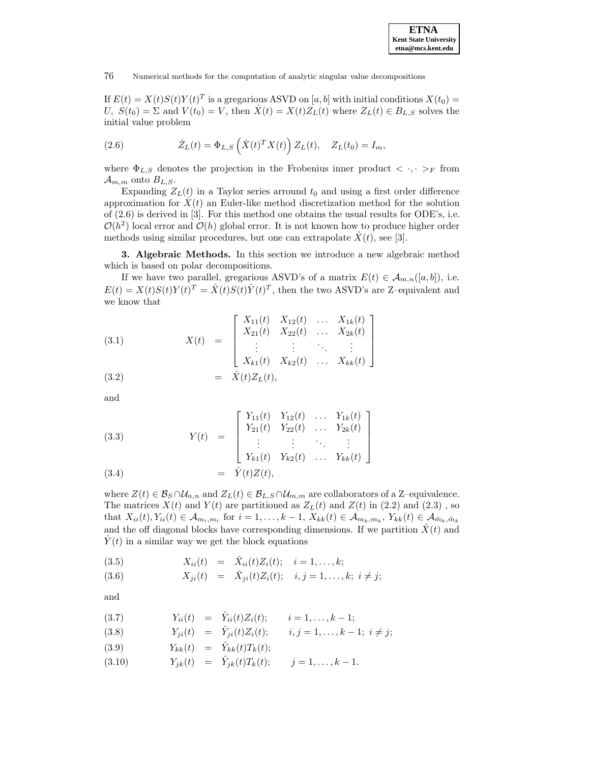If $E(t) = X(t)S(t)Y(t)^T$ is a gregarious ASVD on $[a, b]$ with initial conditions $X(t_0) = U,\ S(t_0) = \Sigma$ and $V(t_0) = V$, then $\hat{X}(t) = X(t)Z_L(t)$ where $Z_L(t) \in B_{L,S}$ solves the initial value problem

$$\dot{Z}_L(t) = \Phi_{L,S}\left(\dot{X}(t)^T X(t)\right) Z_L(t), \quad Z_L(t_0) = I_m, \tag{2.6}$$

where $\Phi_{L,S}$ denotes the projection in the Frobenius inner product $< \cdot, \cdot >_F$ from $\mathcal{A}_{m,m}$ onto $B_{L,S}$.

Expanding $Z_L(t)$ in a Taylor series arround $t_0$ and using a first order difference approximation for $\dot{X}(t)$ an Euler-like method discretization method for the solution of (2.6) is derived in [3]. For this method one obtains the usual results for ODE's, i.e. $\mathcal{O}(h^2)$ local error and $\mathcal{O}(h)$ global error. It is not known how to produce higher order methods using similar procedures, but one can extrapolate $\hat{X}(t)$, see [3].

**3. Algebraic Methods.** In this section we introduce a new algebraic method which is based on polar decompositions.

If we have two parallel, gregarious ASVD's of a matrix $E(t) \in \mathcal{A}_{m,n}([a, b])$, i.e. $E(t) = X(t)S(t)Y(t)^T = \hat{X}(t)S(t)\hat{Y}(t)^T$, then the two ASVD's are Z–equivalent and we know that

$$X(t) = \begin{bmatrix} X_{11}(t) & X_{12}(t) & \dots & X_{1k}(t) \\ X_{21}(t) & X_{22}(t) & \dots & X_{2k}(t) \\ \vdots & \vdots & \ddots & \vdots \\ X_{k1}(t) & X_{k2}(t) & \dots & X_{kk}(t) \end{bmatrix} \tag{3.1}$$

$$= \hat{X}(t)Z_L(t), \tag{3.2}$$

and

$$Y(t) = \begin{bmatrix} Y_{11}(t) & Y_{12}(t) & \dots & Y_{1k}(t) \\ Y_{21}(t) & Y_{22}(t) & \dots & Y_{2k}(t) \\ \vdots & \vdots & \ddots & \vdots \\ Y_{k1}(t) & Y_{k2}(t) & \dots & Y_{kk}(t) \end{bmatrix} \tag{3.3}$$

$$= \hat{Y}(t)Z(t), \tag{3.4}$$

where $Z(t) \in \mathcal{B}_S \cap \mathcal{U}_{n,n}$ and $Z_L(t) \in \mathcal{B}_{L,S} \cap \mathcal{U}_{m,m}$ are collaborators of a Z–equivalence. The matrices $X(t)$ and $Y(t)$ are partitioned as $Z_L(t)$ and $Z(t)$ in (2.2) and (2.3) , so that $X_{ii}(t), Y_{ii}(t) \in \mathcal{A}_{m_i,m_i}$ for $i = 1, \dots, k-1$, $X_{kk}(t) \in \mathcal{A}_{m_k,m_k}$, $Y_{kk}(t) \in \mathcal{A}_{\tilde{m}_k,\tilde{m}_k}$ and the off diagonal blocks have corresponding dimensions. If we partition $\hat{X}(t)$ and $\hat{Y}(t)$ in a similar way we get the block equations

$$X_{ii}(t) = \hat{X}_{ii}(t)Z_i(t); \quad i = 1, \dots, k; \tag{3.5}$$

$$X_{ji}(t) = \hat{X}_{ji}(t)Z_i(t); \quad i, j = 1, \dots, k;\ i \neq j; \tag{3.6}$$

and

$$Y_{ii}(t) = \hat{Y}_{ii}(t)Z_i(t); \qquad i = 1, \dots, k-1; \tag{3.7}$$

$$Y_{ji}(t) = \hat{Y}_{ji}(t)Z_i(t); \qquad i, j = 1, \dots, k-1;\ i \neq j; \tag{3.8}$$

$$Y_{kk}(t) = \hat{Y}_{kk}(t)T_k(t); \tag{3.9}$$

$$Y_{jk}(t) = \hat{Y}_{jk}(t)T_k(t); \qquad j = 1, \dots, k-1. \tag{3.10}$$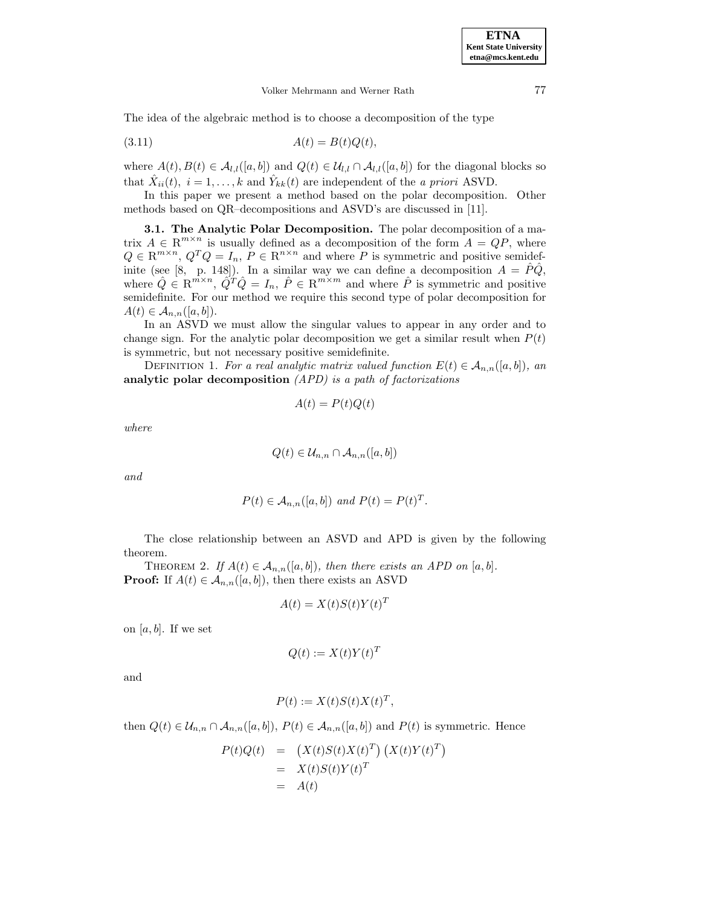The idea of the algebraic method is to choose a decomposition of the type

$$A(t) = B(t)Q(t), \tag{3.11}$$

where $A(t), B(t) \in \mathcal{A}_{l,l}([a,b])$ and $Q(t) \in \mathcal{U}_{l,l} \cap \mathcal{A}_{l,l}([a,b])$ for the diagonal blocks so that $\hat{X}_{ii}(t),\ i = 1,\ldots,k$ and $\hat{Y}_{kk}(t)$ are independent of the *a priori* ASVD.

In this paper we present a method based on the polar decomposition. Other methods based on QR–decompositions and ASVD's are discussed in [11].

**3.1. The Analytic Polar Decomposition.** The polar decomposition of a matrix $A \in \mathrm{R}^{m\times n}$ is usually defined as a decomposition of the form $A = QP$, where $Q \in \mathrm{R}^{m\times n}$, $Q^TQ = I_n$, $P \in \mathrm{R}^{n\times n}$ and where $P$ is symmetric and positive semidefinite (see [8, p. 148]). In a similar way we can define a decomposition $A = \hat{P}\hat{Q}$, where $\hat{Q} \in \mathrm{R}^{m\times n}$, $\hat{Q}^T\hat{Q} = I_n$, $\hat{P} \in \mathrm{R}^{m\times m}$ and where $\hat{P}$ is symmetric and positive semidefinite. For our method we require this second type of polar decomposition for $A(t) \in \mathcal{A}_{n,n}([a,b])$.

In an ASVD we must allow the singular values to appear in any order and to change sign. For the analytic polar decomposition we get a similar result when $P(t)$ is symmetric, but not necessary positive semidefinite.

Definition 1. *For a real analytic matrix valued function $E(t) \in \mathcal{A}_{n,n}([a,b])$, an* **analytic polar decomposition** *(APD) is a path of factorizations*

$$A(t) = P(t)Q(t)$$

*where*

$$Q(t) \in \mathcal{U}_{n,n} \cap \mathcal{A}_{n,n}([a,b])$$

*and*

$$P(t) \in \mathcal{A}_{n,n}([a,b]) \text{ and } P(t) = P(t)^T.$$

The close relationship between an ASVD and APD is given by the following theorem.

Theorem 2. *If $A(t) \in \mathcal{A}_{n,n}([a,b])$, then there exists an APD on $[a,b]$.*

**Proof:** If $A(t) \in \mathcal{A}_{n,n}([a,b])$, then there exists an ASVD

$$A(t) = X(t)S(t)Y(t)^T$$

on $[a,b]$. If we set

$$Q(t) := X(t)Y(t)^T$$

and

$$P(t) := X(t)S(t)X(t)^T,$$

then $Q(t) \in \mathcal{U}_{n,n} \cap \mathcal{A}_{n,n}([a,b])$, $P(t) \in \mathcal{A}_{n,n}([a,b])$ and $P(t)$ is symmetric. Hence

$$\begin{aligned} P(t)Q(t) &= \left(X(t)S(t)X(t)^T\right)\left(X(t)Y(t)^T\right) \\ &= X(t)S(t)Y(t)^T \\ &= A(t) \end{aligned}$$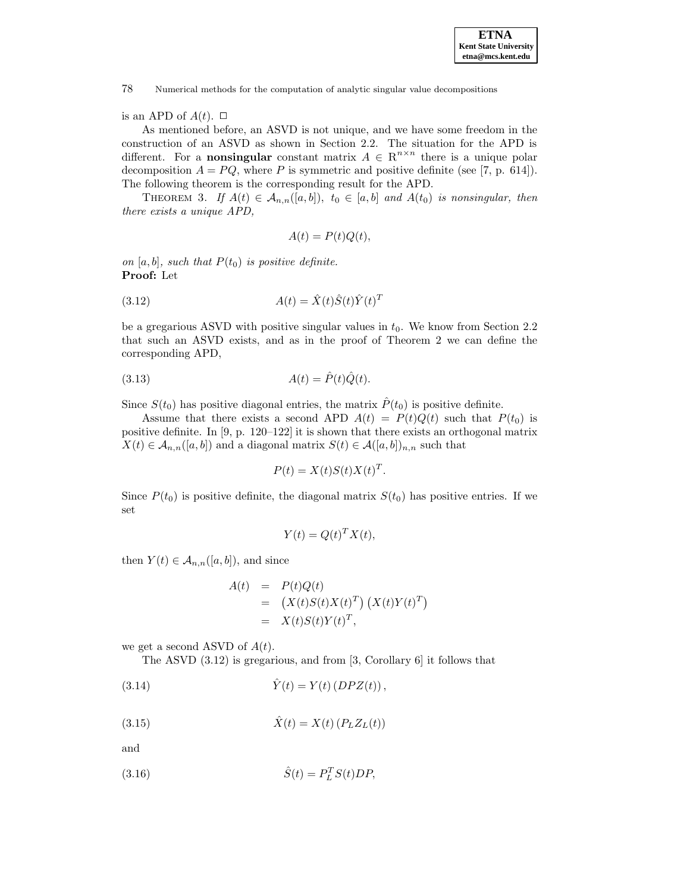is an APD of $A(t)$. □

As mentioned before, an ASVD is not unique, and we have some freedom in the construction of an ASVD as shown in Section 2.2. The situation for the APD is different. For a **nonsingular** constant matrix $A \in \mathrm{R}^{n \times n}$ there is a unique polar decomposition $A = PQ$, where $P$ is symmetric and positive definite (see [7, p. 614]). The following theorem is the corresponding result for the APD.

THEOREM 3. *If $A(t) \in \mathcal{A}_{n,n}([a,b])$, $t_0 \in [a,b]$ and $A(t_0)$ is nonsingular, then there exists a unique APD,*

$$A(t) = P(t)Q(t),$$

*on $[a,b]$, such that $P(t_0)$ is positive definite.*

**Proof:** Let

$$A(t) = \hat{X}(t)\hat{S}(t)\hat{Y}(t)^T \tag{3.12}$$

be a gregarious ASVD with positive singular values in $t_0$. We know from Section 2.2 that such an ASVD exists, and as in the proof of Theorem 2 we can define the corresponding APD,

$$A(t) = \hat{P}(t)\hat{Q}(t). \tag{3.13}$$

Since $S(t_0)$ has positive diagonal entries, the matrix $\hat{P}(t_0)$ is positive definite.

Assume that there exists a second APD $A(t) = P(t)Q(t)$ such that $P(t_0)$ is positive definite. In [9, p. 120–122] it is shown that there exists an orthogonal matrix $X(t) \in \mathcal{A}_{n,n}([a,b])$ and a diagonal matrix $S(t) \in \mathcal{A}([a,b])_{n,n}$ such that

$$P(t) = X(t)S(t)X(t)^T.$$

Since $P(t_0)$ is positive definite, the diagonal matrix $S(t_0)$ has positive entries. If we set

$$Y(t) = Q(t)^T X(t),$$

then $Y(t) \in \mathcal{A}_{n,n}([a,b])$, and since

$$\begin{aligned} A(t) &= P(t)Q(t) \\ &= \left(X(t)S(t)X(t)^T\right)\left(X(t)Y(t)^T\right) \\ &= X(t)S(t)Y(t)^T, \end{aligned}$$

we get a second ASVD of $A(t)$.

The ASVD (3.12) is gregarious, and from [3, Corollary 6] it follows that

$$\hat{Y}(t) = Y(t)\left(DPZ(t)\right), \tag{3.14}$$

$$\hat{X}(t) = X(t)\left(P_L Z_L(t)\right) \tag{3.15}$$

and

$$\hat{S}(t) = P_L^T S(t) DP, \tag{3.16}$$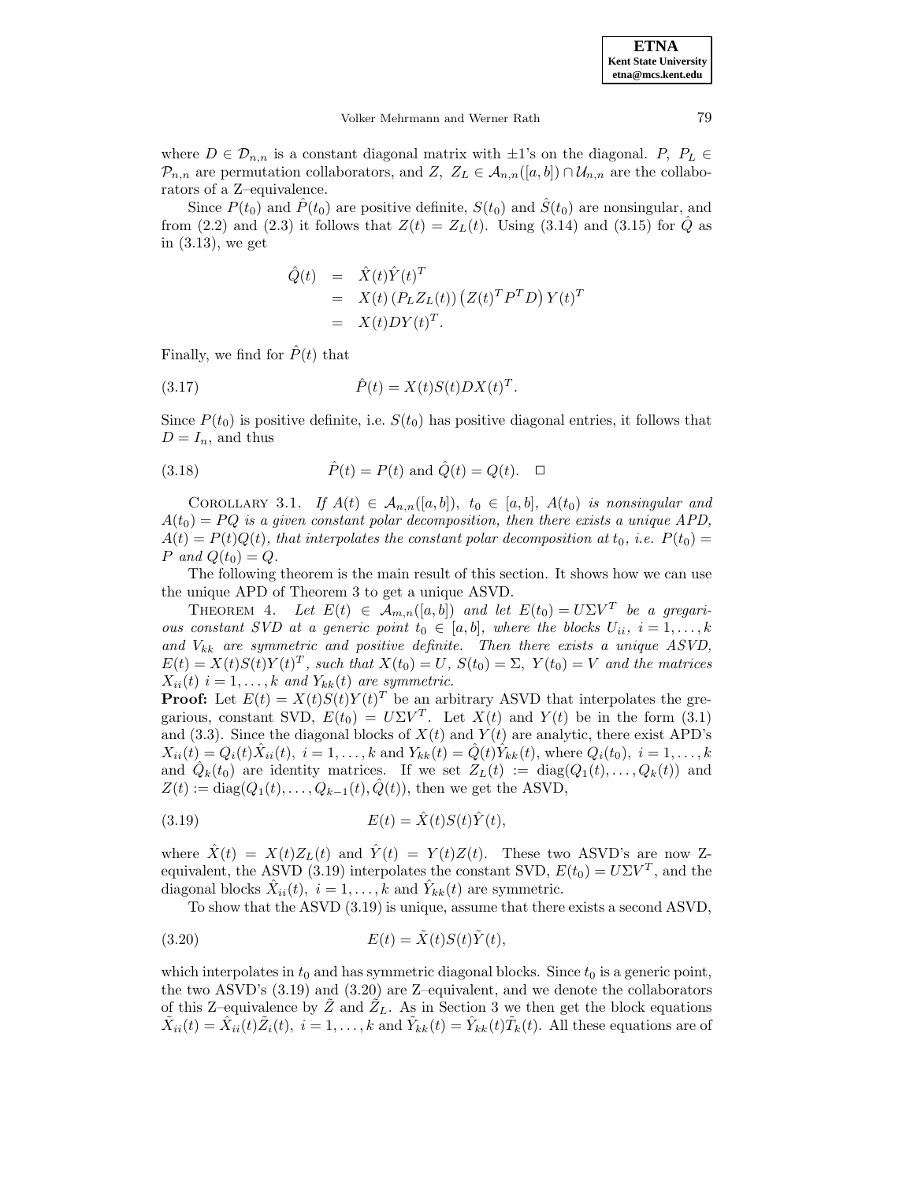where $D \in \mathcal{D}_{n,n}$ is a constant diagonal matrix with $\pm 1$'s on the diagonal. $P,\ P_L \in \mathcal{P}_{n,n}$ are permutation collaborators, and $Z,\ Z_L \in \mathcal{A}_{n,n}([a,b]) \cap \mathcal{U}_{n,n}$ are the collaborators of a Z–equivalence.

Since $P(t_0)$ and $\hat{P}(t_0)$ are positive definite, $S(t_0)$ and $\hat{S}(t_0)$ are nonsingular, and from (2.2) and (2.3) it follows that $Z(t) = Z_L(t)$. Using (3.14) and (3.15) for $\hat{Q}$ as in (3.13), we get

$$
\begin{aligned}
\hat{Q}(t) &= \hat{X}(t)\hat{Y}(t)^T \\
&= X(t)\left(P_L Z_L(t)\right)\left(Z(t)^T P^T D\right) Y(t)^T \\
&= X(t) D Y(t)^T.
\end{aligned}
$$

Finally, we find for $\hat{P}(t)$ that

$$
\hat{P}(t) = X(t)S(t)DX(t)^T. \tag{3.17}
$$

Since $P(t_0)$ is positive definite, i.e. $S(t_0)$ has positive diagonal entries, it follows that $D = I_n$, and thus

$$
\hat{P}(t) = P(t) \text{ and } \hat{Q}(t) = Q(t). \quad \square \tag{3.18}
$$

COROLLARY 3.1. *If $A(t) \in \mathcal{A}_{n,n}([a,b])$, $t_0 \in [a,b]$, $A(t_0)$ is nonsingular and $A(t_0) = PQ$ is a given constant polar decomposition, then there exists a unique APD, $A(t) = P(t)Q(t)$, that interpolates the constant polar decomposition at $t_0$, i.e. $P(t_0) = P$ and $Q(t_0) = Q$.*

The following theorem is the main result of this section. It shows how we can use the unique APD of Theorem 3 to get a unique ASVD.

THEOREM 4. *Let $E(t) \in \mathcal{A}_{m,n}([a,b])$ and let $E(t_0) = U\Sigma V^T$ be a gregarious constant SVD at a generic point $t_0 \in [a,b]$, where the blocks $U_{ii}$, $i = 1,\ldots,k$ and $V_{kk}$ are symmetric and positive definite. Then there exists a unique ASVD, $E(t) = X(t)S(t)Y(t)^T$, such that $X(t_0) = U$, $S(t_0) = \Sigma$, $Y(t_0) = V$ and the matrices $X_{ii}(t)$ $i = 1,\ldots,k$ and $Y_{kk}(t)$ are symmetric.*

**Proof:** Let $E(t) = X(t)S(t)Y(t)^T$ be an arbitrary ASVD that interpolates the gregarious, constant SVD, $E(t_0) = U\Sigma V^T$. Let $X(t)$ and $Y(t)$ be in the form (3.1) and (3.3). Since the diagonal blocks of $X(t)$ and $Y(t)$ are analytic, there exist APD's $X_{ii}(t) = Q_i(t)\hat{X}_{ii}(t)$, $i = 1,\ldots,k$ and $Y_{kk}(t) = \hat{Q}(t)\hat{Y}_{kk}(t)$, where $Q_i(t_0)$, $i = 1,\ldots,k$ and $\hat{Q}_k(t_0)$ are identity matrices. If we set $Z_L(t) := \operatorname{diag}(Q_1(t),\ldots,Q_k(t))$ and $Z(t) := \operatorname{diag}(Q_1(t),\ldots,Q_{k-1}(t),\hat{Q}(t))$, then we get the ASVD,

$$
E(t) = \hat{X}(t)S(t)\hat{Y}(t), \tag{3.19}
$$

where $\hat{X}(t) = X(t)Z_L(t)$ and $\hat{Y}(t) = Y(t)Z(t)$. These two ASVD's are now Z-equivalent, the ASVD (3.19) interpolates the constant SVD, $E(t_0) = U\Sigma V^T$, and the diagonal blocks $\hat{X}_{ii}(t)$, $i = 1,\ldots,k$ and $\hat{Y}_{kk}(t)$ are symmetric.

To show that the ASVD (3.19) is unique, assume that there exists a second ASVD,

$$
E(t) = \tilde{X}(t)S(t)\tilde{Y}(t), \tag{3.20}
$$

which interpolates in $t_0$ and has symmetric diagonal blocks. Since $t_0$ is a generic point, the two ASVD's (3.19) and (3.20) are Z–equivalent, and we denote the collaborators of this Z–equivalence by $\tilde{Z}$ and $\tilde{Z}_L$. As in Section 3 we then get the block equations $\tilde{X}_{ii}(t) = \hat{X}_{ii}(t)\tilde{Z}_i(t)$, $i = 1,\ldots,k$ and $\tilde{Y}_{kk}(t) = \hat{Y}_{kk}(t)\tilde{T}_k(t)$. All these equations are of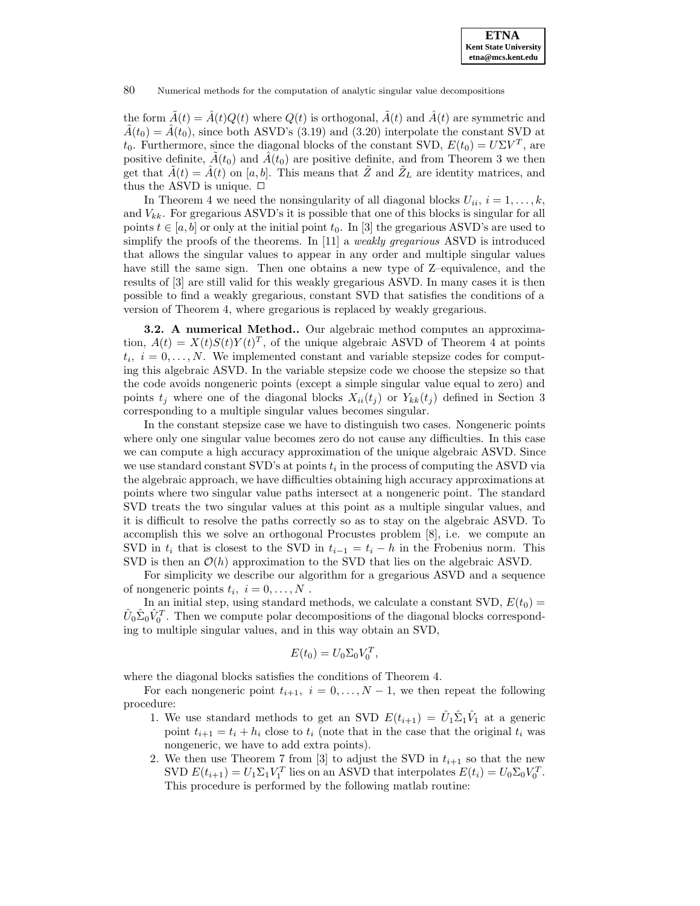the form $\tilde{A}(t) = \hat{A}(t)Q(t)$ where $Q(t)$ is orthogonal, $\tilde{A}(t)$ and $\hat{A}(t)$ are symmetric and $\tilde{A}(t_0) = \hat{A}(t_0)$, since both ASVD's (3.19) and (3.20) interpolate the constant SVD at $t_0$. Furthermore, since the diagonal blocks of the constant SVD, $E(t_0) = U\Sigma V^T$, are positive definite, $\tilde{A}(t_0)$ and $\hat{A}(t_0)$ are positive definite, and from Theorem 3 we then get that $\tilde{A}(t) = \hat{A}(t)$ on $[a, b]$. This means that $\tilde{Z}$ and $\tilde{Z}_L$ are identity matrices, and thus the ASVD is unique. □

In Theorem 4 we need the nonsingularity of all diagonal blocks $U_{ii}$, $i = 1, \ldots, k$, and $V_{kk}$. For gregarious ASVD's it is possible that one of this blocks is singular for all points $t \in [a, b]$ or only at the initial point $t_0$. In [3] the gregarious ASVD's are used to simplify the proofs of the theorems. In [11] a *weakly gregarious* ASVD is introduced that allows the singular values to appear in any order and multiple singular values have still the same sign. Then one obtains a new type of Z–equivalence, and the results of [3] are still valid for this weakly gregarious ASVD. In many cases it is then possible to find a weakly gregarious, constant SVD that satisfies the conditions of a version of Theorem 4, where gregarious is replaced by weakly gregarious.

**3.2. A numerical Method..** Our algebraic method computes an approximation, $A(t) = X(t)S(t)Y(t)^T$, of the unique algebraic ASVD of Theorem 4 at points $t_i$, $i = 0, \ldots, N$. We implemented constant and variable stepsize codes for computing this algebraic ASVD. In the variable stepsize code we choose the stepsize so that the code avoids nongeneric points (except a simple singular value equal to zero) and points $t_j$ where one of the diagonal blocks $X_{ii}(t_j)$ or $Y_{kk}(t_j)$ defined in Section 3 corresponding to a multiple singular values becomes singular.

In the constant stepsize case we have to distinguish two cases. Nongeneric points where only one singular value becomes zero do not cause any difficulties. In this case we can compute a high accuracy approximation of the unique algebraic ASVD. Since we use standard constant SVD's at points $t_i$ in the process of computing the ASVD via the algebraic approach, we have difficulties obtaining high accuracy approximations at points where two singular value paths intersect at a nongeneric point. The standard SVD treats the two singular values at this point as a multiple singular values, and it is difficult to resolve the paths correctly so as to stay on the algebraic ASVD. To accomplish this we solve an orthogonal Procustes problem [8], i.e. we compute an SVD in $t_i$ that is closest to the SVD in $t_{i-1} = t_i - h$ in the Frobenius norm. This SVD is then an $\mathcal{O}(h)$ approximation to the SVD that lies on the algebraic ASVD.

For simplicity we describe our algorithm for a gregarious ASVD and a sequence of nongeneric points $t_i$, $i = 0, \ldots, N$ .

In an initial step, using standard methods, we calculate a constant SVD, $E(t_0) = \hat{U}_0\hat{\Sigma}_0\hat{V}_0^T$. Then we compute polar decompositions of the diagonal blocks corresponding to multiple singular values, and in this way obtain an SVD,

$$E(t_0) = U_0\Sigma_0V_0^T,$$

where the diagonal blocks satisfies the conditions of Theorem 4.

For each nongeneric point $t_{i+1}$, $i = 0, \ldots, N-1$, we then repeat the following procedure:

1. We use standard methods to get an SVD $E(t_{i+1}) = \hat{U}_1\hat{\Sigma}_1\hat{V}_1$ at a generic point $t_{i+1} = t_i + h_i$ close to $t_i$ (note that in the case that the original $t_i$ was nongeneric, we have to add extra points).
2. We then use Theorem 7 from [3] to adjust the SVD in $t_{i+1}$ so that the new SVD $E(t_{i+1}) = U_1\Sigma_1V_1^T$ lies on an ASVD that interpolates $E(t_i) = U_0\Sigma_0V_0^T$. This procedure is performed by the following matlab routine: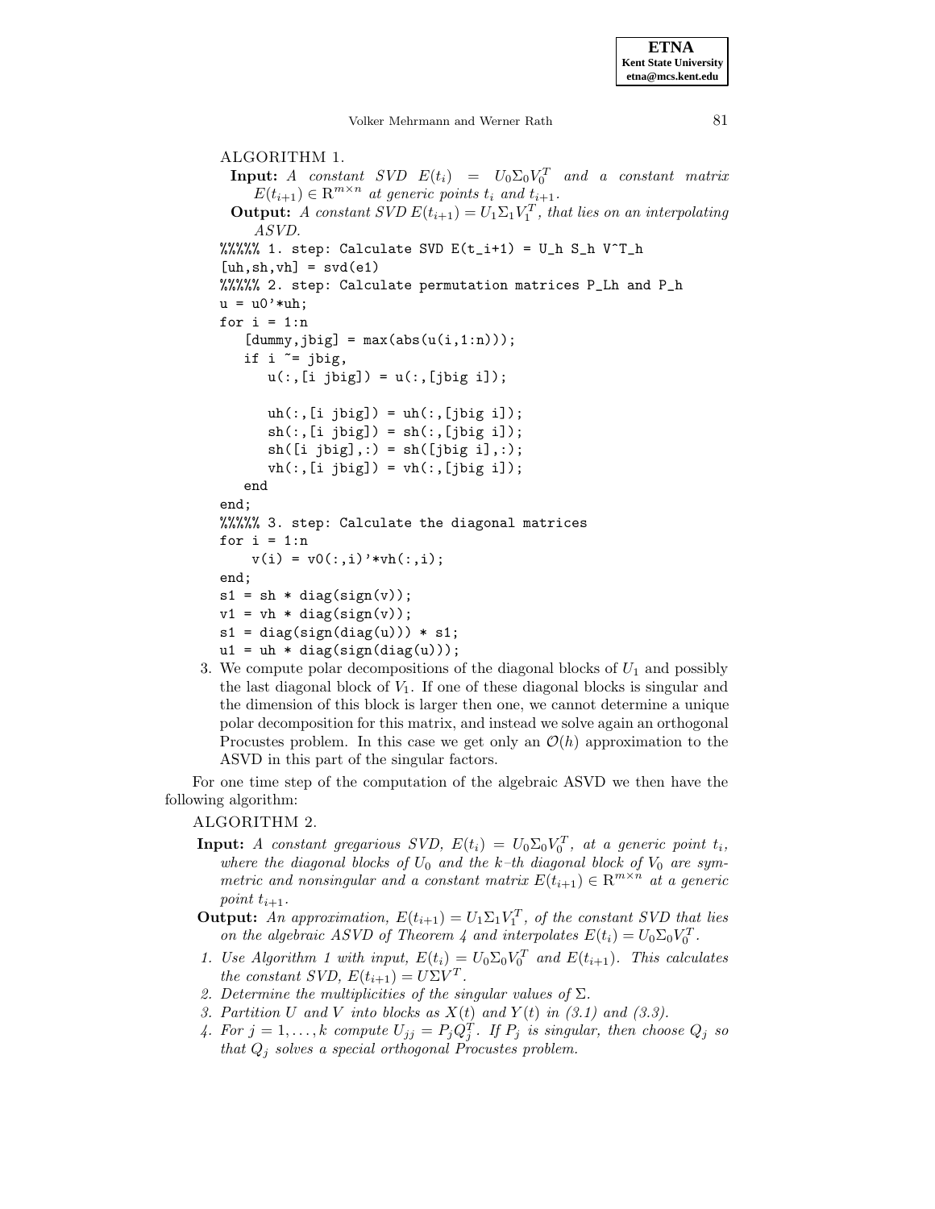ALGORITHM 1.

**Input:** *A constant SVD* $E(t_i) = U_0\Sigma_0 V_0^T$ *and a constant matrix* $E(t_{i+1}) \in \mathbb{R}^{m\times n}$ *at generic points* $t_i$ *and* $t_{i+1}$.

**Output:** *A constant SVD* $E(t_{i+1}) = U_1\Sigma_1 V_1^T$, *that lies on an interpolating ASVD.*

```
%%%%% 1. step: Calculate SVD E(t_i+1) = U_h S_h V^T_h
[uh,sh,vh] = svd(e1)
%%%%% 2. step: Calculate permutation matrices P_Lh and P_h
u = u0'*uh;
for i = 1:n
   [dummy,jbig] = max(abs(u(i,1:n)));
   if i ~= jbig,
      u(:,[i jbig]) = u(:,[jbig i]);

      uh(:,[i jbig]) = uh(:,[jbig i]);
      sh(:,[i jbig]) = sh(:,[jbig i]);
      sh([i jbig],:) = sh([jbig i],:);
      vh(:,[i jbig]) = vh(:,[jbig i]);
   end
end;
%%%%% 3. step: Calculate the diagonal matrices
for i = 1:n
    v(i) = v0(:,i)'*vh(:,i);
end;
s1 = sh * diag(sign(v));
v1 = vh * diag(sign(v));
s1 = diag(sign(diag(u))) * s1;
u1 = uh * diag(sign(diag(u)));
```

3. We compute polar decompositions of the diagonal blocks of $U_1$ and possibly the last diagonal block of $V_1$. If one of these diagonal blocks is singular and the dimension of this block is larger then one, we cannot determine a unique polar decomposition for this matrix, and instead we solve again an orthogonal Procustes problem. In this case we get only an $\mathcal{O}(h)$ approximation to the ASVD in this part of the singular factors.

For one time step of the computation of the algebraic ASVD we then have the following algorithm:

ALGORITHM 2.

**Input:** *A constant gregarious SVD,* $E(t_i) = U_0\Sigma_0 V_0^T$, *at a generic point* $t_i$, *where the diagonal blocks of* $U_0$ *and the* $k$*–th diagonal block of* $V_0$ *are symmetric and nonsingular and a constant matrix* $E(t_{i+1}) \in \mathbb{R}^{m\times n}$ *at a generic point* $t_{i+1}$.

**Output:** *An approximation,* $E(t_{i+1}) = U_1\Sigma_1 V_1^T$, *of the constant SVD that lies on the algebraic ASVD of Theorem 4 and interpolates* $E(t_i) = U_0\Sigma_0 V_0^T$.

1. *Use Algorithm 1 with input,* $E(t_i) = U_0\Sigma_0 V_0^T$ *and* $E(t_{i+1})$. *This calculates the constant SVD,* $E(t_{i+1}) = U\Sigma V^T$.
2. *Determine the multiplicities of the singular values of* $\Sigma$.
3. *Partition* $U$ *and* $V$ *into blocks as* $X(t)$ *and* $Y(t)$ *in (3.1) and (3.3).*
4. *For* $j = 1,\ldots,k$ *compute* $U_{jj} = P_j Q_j^T$. *If* $P_j$ *is singular, then choose* $Q_j$ *so that* $Q_j$ *solves a special orthogonal Procustes problem.*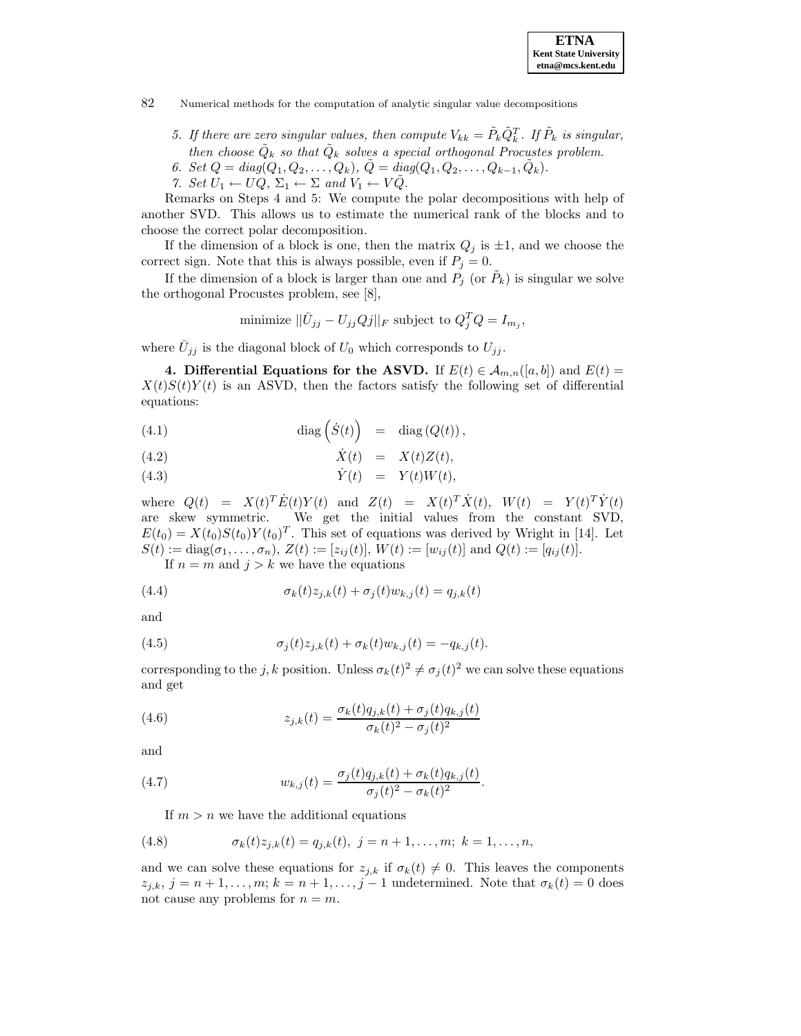5. *If there are zero singular values, then compute $V_{kk} = \tilde{P}_k \tilde{Q}_k^T$. If $\tilde{P}_k$ is singular, then choose $\tilde{Q}_k$ so that $\tilde{Q}_k$ solves a special orthogonal Procustes problem.*
6. *Set $Q = diag(Q_1, Q_2, \ldots, Q_k)$, $\tilde{Q} = diag(Q_1, Q_2, \ldots, Q_{k-1}, \tilde{Q}_k)$.*
7. *Set $U_1 \leftarrow UQ$, $\Sigma_1 \leftarrow \Sigma$ and $V_1 \leftarrow V\tilde{Q}$.*

Remarks on Steps 4 and 5: We compute the polar decompositions with help of another SVD. This allows us to estimate the numerical rank of the blocks and to choose the correct polar decomposition.

If the dimension of a block is one, then the matrix $Q_j$ is $\pm 1$, and we choose the correct sign. Note that this is always possible, even if $P_j = 0$.

If the dimension of a block is larger than one and $P_j$ (or $\tilde{P}_k$) is singular we solve the orthogonal Procustes problem, see [8],

$$\text{minimize } ||\bar{U}_{jj} - U_{jj}Qj||_F \text{ subject to } Q_j^T Q = I_{m_j},$$

where $\bar{U}_{jj}$ is the diagonal block of $U_0$ which corresponds to $U_{jj}$.

**4. Differential Equations for the ASVD.** If $E(t) \in \mathcal{A}_{m,n}([a,b])$ and $E(t) = X(t)S(t)Y(t)$ is an ASVD, then the factors satisfy the following set of differential equations:

$$\operatorname{diag}\left(\dot{S}(t)\right) = \operatorname{diag}\left(Q(t)\right), \tag{4.1}$$

$$\dot{X}(t) = X(t)Z(t), \tag{4.2}$$

$$\dot{Y}(t) = Y(t)W(t), \tag{4.3}$$

where $Q(t) = X(t)^T \dot{E}(t) Y(t)$ and $Z(t) = X(t)^T \dot{X}(t)$, $W(t) = Y(t)^T \dot{Y}(t)$ are skew symmetric. We get the initial values from the constant SVD, $E(t_0) = X(t_0)S(t_0)Y(t_0)^T$. This set of equations was derived by Wright in [14]. Let $S(t) := \operatorname{diag}(\sigma_1, \ldots, \sigma_n)$, $Z(t) := [z_{ij}(t)]$, $W(t) := [w_{ij}(t)]$ and $Q(t) := [q_{ij}(t)]$.

If $n = m$ and $j > k$ we have the equations

$$\sigma_k(t) z_{j,k}(t) + \sigma_j(t) w_{k,j}(t) = q_{j,k}(t) \tag{4.4}$$

and

$$\sigma_j(t) z_{j,k}(t) + \sigma_k(t) w_{k,j}(t) = -q_{k,j}(t). \tag{4.5}$$

corresponding to the $j,k$ position. Unless $\sigma_k(t)^2 \neq \sigma_j(t)^2$ we can solve these equations and get

$$z_{j,k}(t) = \frac{\sigma_k(t) q_{j,k}(t) + \sigma_j(t) q_{k,j}(t)}{\sigma_k(t)^2 - \sigma_j(t)^2} \tag{4.6}$$

and

$$w_{k,j}(t) = \frac{\sigma_j(t) q_{j,k}(t) + \sigma_k(t) q_{k,j}(t)}{\sigma_j(t)^2 - \sigma_k(t)^2}. \tag{4.7}$$

If $m > n$ we have the additional equations

$$\sigma_k(t) z_{j,k}(t) = q_{j,k}(t), \; j = n+1, \ldots, m; \; k = 1, \ldots, n, \tag{4.8}$$

and we can solve these equations for $z_{j,k}$ if $\sigma_k(t) \neq 0$. This leaves the components $z_{j,k}$, $j = n+1, \ldots, m$; $k = n+1, \ldots, j-1$ undetermined. Note that $\sigma_k(t) = 0$ does not cause any problems for $n = m$.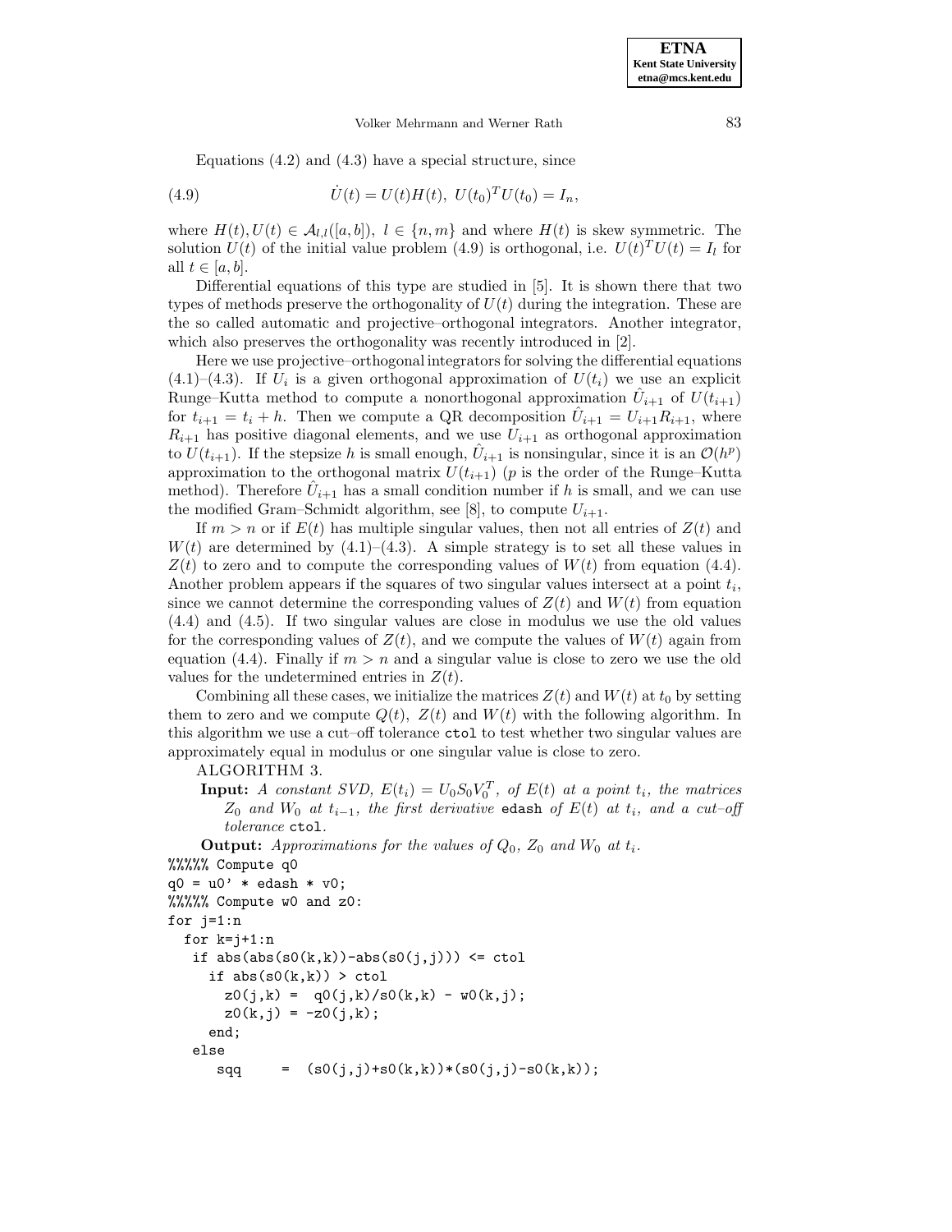Equations (4.2) and (4.3) have a special structure, since

$$\dot{U}(t) = U(t)H(t),\ U(t_0)^T U(t_0) = I_n, \tag{4.9}$$

where $H(t), U(t) \in \mathcal{A}_{l,l}([a,b]),\ l \in \{n, m\}$ and where $H(t)$ is skew symmetric. The solution $U(t)$ of the initial value problem (4.9) is orthogonal, i.e. $U(t)^T U(t) = I_l$ for all $t \in [a,b]$.

Differential equations of this type are studied in [5]. It is shown there that two types of methods preserve the orthogonality of $U(t)$ during the integration. These are the so called automatic and projective–orthogonal integrators. Another integrator, which also preserves the orthogonality was recently introduced in [2].

Here we use projective–orthogonal integrators for solving the differential equations (4.1)–(4.3). If $U_i$ is a given orthogonal approximation of $U(t_i)$ we use an explicit Runge–Kutta method to compute a nonorthogonal approximation $\hat{U}_{i+1}$ of $U(t_{i+1})$ for $t_{i+1} = t_i + h$. Then we compute a QR decomposition $\hat{U}_{i+1} = U_{i+1}R_{i+1}$, where $R_{i+1}$ has positive diagonal elements, and we use $U_{i+1}$ as orthogonal approximation to $U(t_{i+1})$. If the stepsize $h$ is small enough, $\hat{U}_{i+1}$ is nonsingular, since it is an $\mathcal{O}(h^p)$ approximation to the orthogonal matrix $U(t_{i+1})$ ($p$ is the order of the Runge–Kutta method). Therefore $\hat{U}_{i+1}$ has a small condition number if $h$ is small, and we can use the modified Gram–Schmidt algorithm, see [8], to compute $U_{i+1}$.

If $m > n$ or if $E(t)$ has multiple singular values, then not all entries of $Z(t)$ and $W(t)$ are determined by (4.1)–(4.3). A simple strategy is to set all these values in $Z(t)$ to zero and to compute the corresponding values of $W(t)$ from equation (4.4). Another problem appears if the squares of two singular values intersect at a point $t_i$, since we cannot determine the corresponding values of $Z(t)$ and $W(t)$ from equation (4.4) and (4.5). If two singular values are close in modulus we use the old values for the corresponding values of $Z(t)$, and we compute the values of $W(t)$ again from equation (4.4). Finally if $m > n$ and a singular value is close to zero we use the old values for the undetermined entries in $Z(t)$.

Combining all these cases, we initialize the matrices $Z(t)$ and $W(t)$ at $t_0$ by setting them to zero and we compute $Q(t)$, $Z(t)$ and $W(t)$ with the following algorithm. In this algorithm we use a cut–off tolerance `ctol` to test whether two singular values are approximately equal in modulus or one singular value is close to zero.

ALGORITHM 3.

**Input:** *A constant SVD,* $E(t_i) = U_0 S_0 V_0^T$*, of* $E(t)$ *at a point* $t_i$*, the matrices* $Z_0$ *and* $W_0$ *at* $t_{i-1}$*, the first derivative* `edash` *of* $E(t)$ *at* $t_i$*, and a cut–off tolerance* `ctol`*.*

**Output:** *Approximations for the values of* $Q_0$*,* $Z_0$ *and* $W_0$ *at* $t_i$*.*

```
%%%%% Compute q0
q0 = u0' * edash * v0;
%%%%% Compute w0 and z0:
for j=1:n
  for k=j+1:n
   if abs(abs(s0(k,k))-abs(s0(j,j))) <= ctol
     if abs(s0(k,k)) > ctol
       z0(j,k) =  q0(j,k)/s0(k,k) - w0(k,j);
       z0(k,j) = -z0(j,k);
     end;
   else
      sqq     =  (s0(j,j)+s0(k,k))*(s0(j,j)-s0(k,k));
```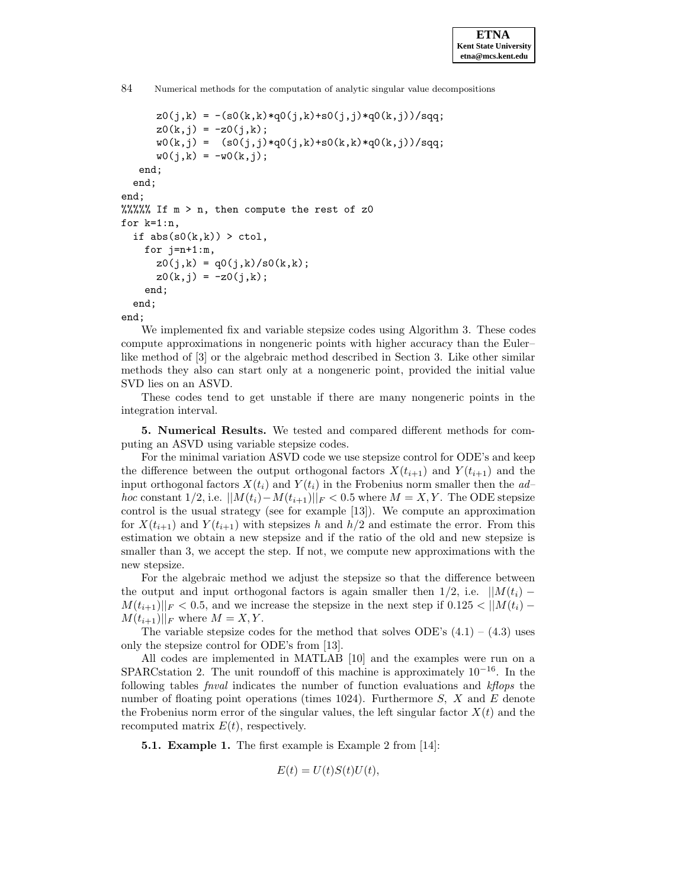```
      z0(j,k) = -(s0(k,k)*q0(j,k)+s0(j,j)*q0(k,j))/sqq;
      z0(k,j) = -z0(j,k);
      w0(k,j) =  (s0(j,j)*q0(j,k)+s0(k,k)*q0(k,j))/sqq;
      w0(j,k) = -w0(k,j);
   end;
  end;
end;
%%%%% If m > n, then compute the rest of z0
for k=1:n,
  if abs(s0(k,k)) > ctol,
    for j=n+1:m,
      z0(j,k) = q0(j,k)/s0(k,k);
      z0(k,j) = -z0(j,k);
    end;
  end;
end;
```

We implemented fix and variable stepsize codes using Algorithm 3. These codes compute approximations in nongeneric points with higher accuracy than the Euler–like method of [3] or the algebraic method described in Section 3. Like other similar methods they also can start only at a nongeneric point, provided the initial value SVD lies on an ASVD.

These codes tend to get unstable if there are many nongeneric points in the integration interval.

**5. Numerical Results.** We tested and compared different methods for computing an ASVD using variable stepsize codes.

For the minimal variation ASVD code we use stepsize control for ODE's and keep the difference between the output orthogonal factors $X(t_{i+1})$ and $Y(t_{i+1})$ and the input orthogonal factors $X(t_i)$ and $Y(t_i)$ in the Frobenius norm smaller then the *ad–hoc* constant $1/2$, i.e. $||M(t_i)-M(t_{i+1})||_F < 0.5$ where $M = X, Y$. The ODE stepsize control is the usual strategy (see for example [13]). We compute an approximation for $X(t_{i+1})$ and $Y(t_{i+1})$ with stepsizes $h$ and $h/2$ and estimate the error. From this estimation we obtain a new stepsize and if the ratio of the old and new stepsize is smaller than 3, we accept the step. If not, we compute new approximations with the new stepsize.

For the algebraic method we adjust the stepsize so that the difference between the output and input orthogonal factors is again smaller then $1/2$, i.e. $||M(t_i) - M(t_{i+1})||_F < 0.5$, and we increase the stepsize in the next step if $0.125 < ||M(t_i) - M(t_{i+1})||_F$ where $M = X, Y$.

The variable stepsize codes for the method that solves ODE's (4.1) – (4.3) uses only the stepsize control for ODE's from [13].

All codes are implemented in MATLAB [10] and the examples were run on a SPARCstation 2. The unit roundoff of this machine is approximately $10^{-16}$. In the following tables *fnval* indicates the number of function evaluations and *kflops* the number of floating point operations (times 1024). Furthermore $S$, $X$ and $E$ denote the Frobenius norm error of the singular values, the left singular factor $X(t)$ and the recomputed matrix $E(t)$, respectively.

**5.1. Example 1.** The first example is Example 2 from [14]:

$$E(t) = U(t)S(t)U(t),$$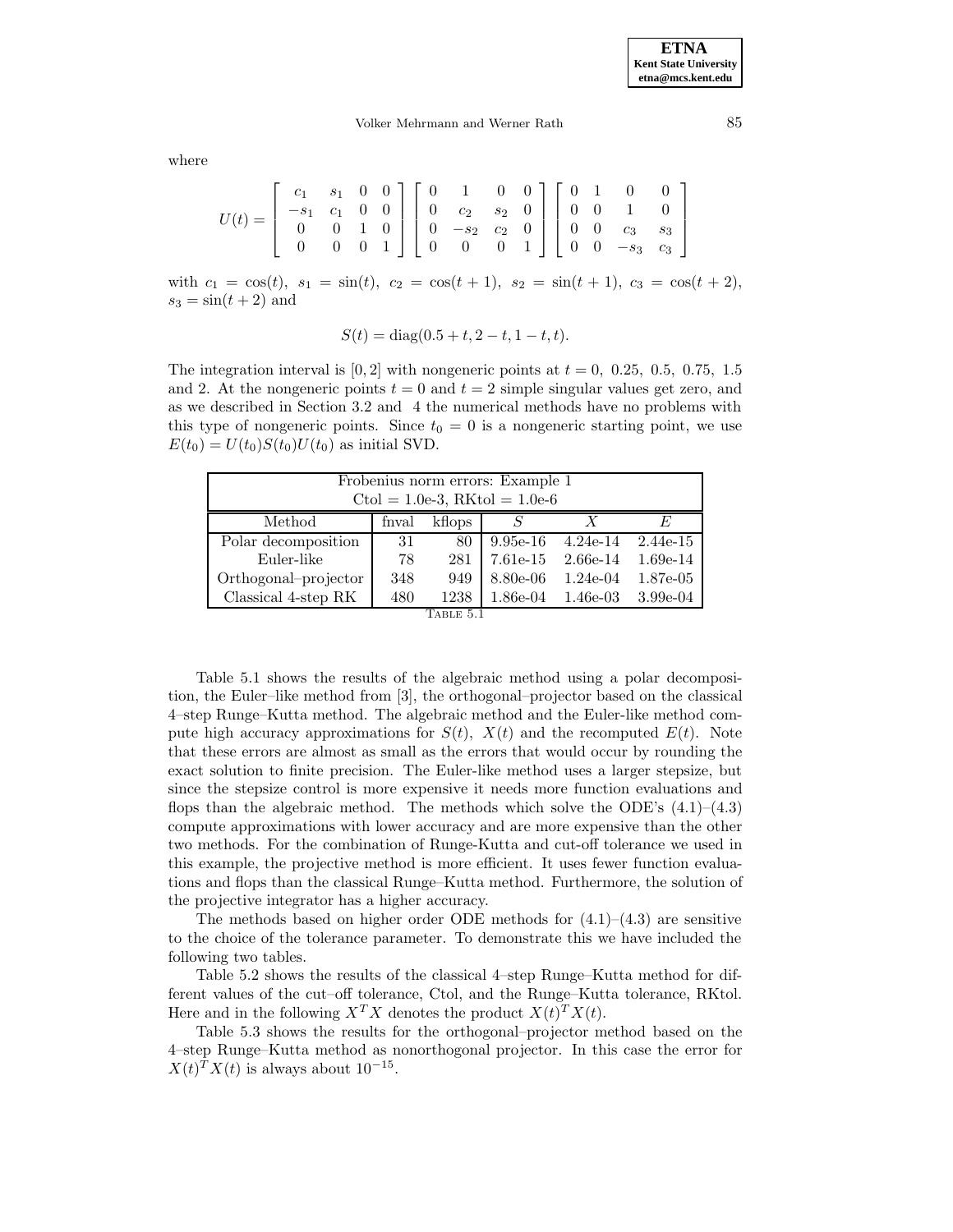where

$$
U(t) = \begin{bmatrix} c_1 & s_1 & 0 & 0 \\ -s_1 & c_1 & 0 & 0 \\ 0 & 0 & 1 & 0 \\ 0 & 0 & 0 & 1 \end{bmatrix} \begin{bmatrix} 0 & 1 & 0 & 0 \\ 0 & c_2 & s_2 & 0 \\ 0 & -s_2 & c_2 & 0 \\ 0 & 0 & 0 & 1 \end{bmatrix} \begin{bmatrix} 0 & 1 & 0 & 0 \\ 0 & 0 & 1 & 0 \\ 0 & 0 & c_3 & s_3 \\ 0 & 0 & -s_3 & c_3 \end{bmatrix}
$$

with $c_1 = \cos(t),\ s_1 = \sin(t),\ c_2 = \cos(t+1),\ s_2 = \sin(t+1),\ c_3 = \cos(t+2),$ $s_3 = \sin(t+2)$ and

$$
S(t) = \mathrm{diag}(0.5 + t, 2 - t, 1 - t, t).
$$

The integration interval is $[0, 2]$ with nongeneric points at $t = 0,\ 0.25,\ 0.5,\ 0.75,\ 1.5$ and 2. At the nongeneric points $t = 0$ and $t = 2$ simple singular values get zero, and as we described in Section 3.2 and 4 the numerical methods have no problems with this type of nongeneric points. Since $t_0 = 0$ is a nongeneric starting point, we use $E(t_0) = U(t_0)S(t_0)U(t_0)$ as initial SVD.

| Frobenius norm errors: Example 1<br>Ctol = 1.0e-3, RKtol = 1.0e-6 | | | | | |
|---|---|---|---|---|---|
| Method | fnval | kflops | $S$ | $X$ | $E$ |
| Polar decomposition | 31 | 80 | 9.95e-16 | 4.24e-14 | 2.44e-15 |
| Euler-like | 78 | 281 | 7.61e-15 | 2.66e-14 | 1.69e-14 |
| Orthogonal–projector | 348 | 949 | 8.80e-06 | 1.24e-04 | 1.87e-05 |
| Classical 4-step RK | 480 | 1238 | 1.86e-04 | 1.46e-03 | 3.99e-04 |

Table 5.1

Table 5.1 shows the results of the algebraic method using a polar decomposition, the Euler–like method from [3], the orthogonal–projector based on the classical 4–step Runge–Kutta method. The algebraic method and the Euler-like method compute high accuracy approximations for $S(t),\ X(t)$ and the recomputed $E(t)$. Note that these errors are almost as small as the errors that would occur by rounding the exact solution to finite precision. The Euler-like method uses a larger stepsize, but since the stepsize control is more expensive it needs more function evaluations and flops than the algebraic method. The methods which solve the ODE's (4.1)–(4.3) compute approximations with lower accuracy and are more expensive than the other two methods. For the combination of Runge-Kutta and cut-off tolerance we used in this example, the projective method is more efficient. It uses fewer function evaluations and flops than the classical Runge–Kutta method. Furthermore, the solution of the projective integrator has a higher accuracy.

The methods based on higher order ODE methods for (4.1)–(4.3) are sensitive to the choice of the tolerance parameter. To demonstrate this we have included the following two tables.

Table 5.2 shows the results of the classical 4–step Runge–Kutta method for different values of the cut–off tolerance, Ctol, and the Runge–Kutta tolerance, RKtol. Here and in the following $X^TX$ denotes the product $X(t)^TX(t)$.

Table 5.3 shows the results for the orthogonal–projector method based on the 4–step Runge–Kutta method as nonorthogonal projector. In this case the error for $X(t)^TX(t)$ is always about $10^{-15}$.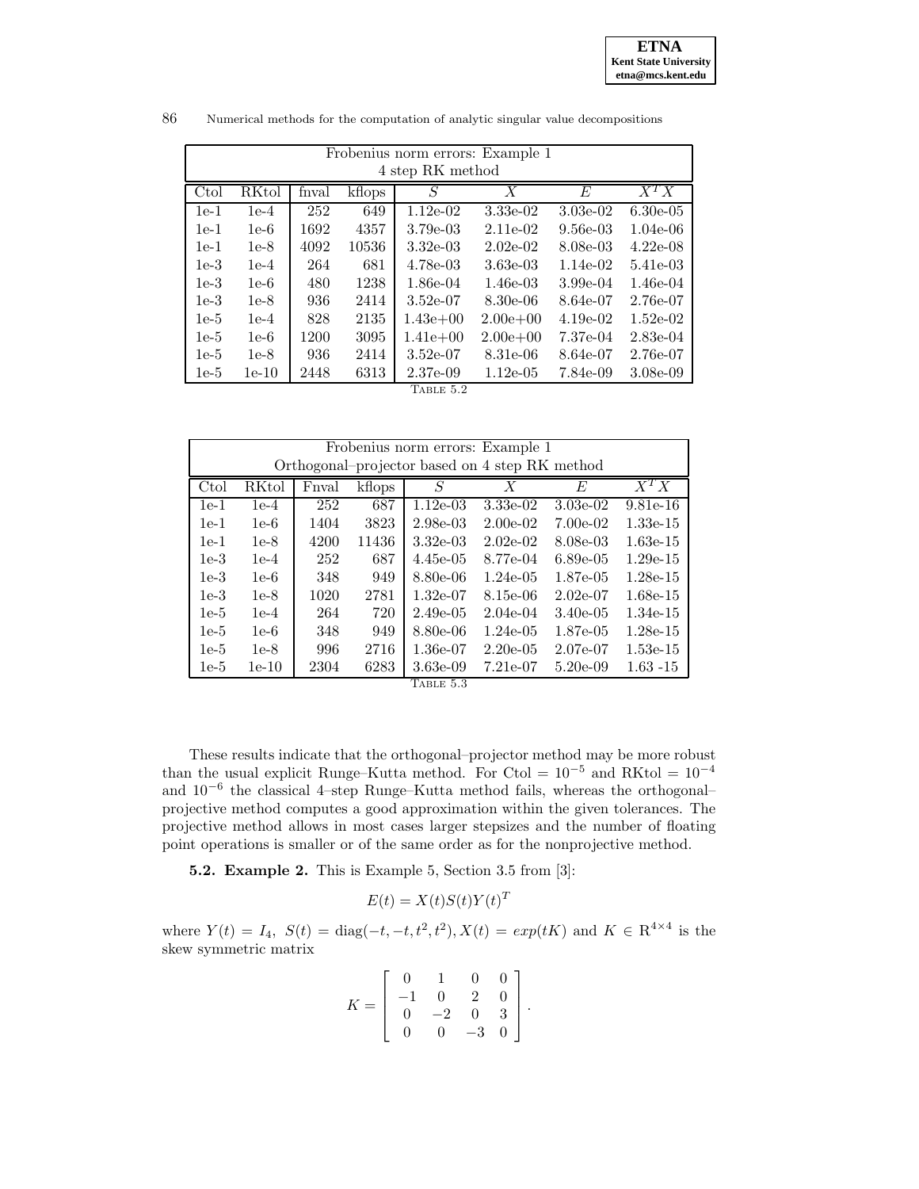| Frobenius norm errors: Example 1<br>4 step RK method | | | | | | | |
|---|---|---|---|---|---|---|---|
| Ctol | RKtol | fnval | kflops | $S$ | $X$ | $E$ | $X^TX$ |
| 1e-1 | 1e-4 | 252 | 649 | 1.12e-02 | 3.33e-02 | 3.03e-02 | 6.30e-05 |
| 1e-1 | 1e-6 | 1692 | 4357 | 3.79e-03 | 2.11e-02 | 9.56e-03 | 1.04e-06 |
| 1e-1 | 1e-8 | 4092 | 10536 | 3.32e-03 | 2.02e-02 | 8.08e-03 | 4.22e-08 |
| 1e-3 | 1e-4 | 264 | 681 | 4.78e-03 | 3.63e-03 | 1.14e-02 | 5.41e-03 |
| 1e-3 | 1e-6 | 480 | 1238 | 1.86e-04 | 1.46e-03 | 3.99e-04 | 1.46e-04 |
| 1e-3 | 1e-8 | 936 | 2414 | 3.52e-07 | 8.30e-06 | 8.64e-07 | 2.76e-07 |
| 1e-5 | 1e-4 | 828 | 2135 | 1.43e+00 | 2.00e+00 | 4.19e-02 | 1.52e-02 |
| 1e-5 | 1e-6 | 1200 | 3095 | 1.41e+00 | 2.00e+00 | 7.37e-04 | 2.83e-04 |
| 1e-5 | 1e-8 | 936 | 2414 | 3.52e-07 | 8.31e-06 | 8.64e-07 | 2.76e-07 |
| 1e-5 | 1e-10 | 2448 | 6313 | 2.37e-09 | 1.12e-05 | 7.84e-09 | 3.08e-09 |

TABLE 5.2

| Frobenius norm errors: Example 1<br>Orthogonal–projector based on 4 step RK method | | | | | | | |
|---|---|---|---|---|---|---|---|
| Ctol | RKtol | Fnval | kflops | $S$ | $X$ | $E$ | $X^TX$ |
| 1e-1 | 1e-4 | 252 | 687 | 1.12e-03 | 3.33e-02 | 3.03e-02 | 9.81e-16 |
| 1e-1 | 1e-6 | 1404 | 3823 | 2.98e-03 | 2.00e-02 | 7.00e-02 | 1.33e-15 |
| 1e-1 | 1e-8 | 4200 | 11436 | 3.32e-03 | 2.02e-02 | 8.08e-03 | 1.63e-15 |
| 1e-3 | 1e-4 | 252 | 687 | 4.45e-05 | 8.77e-04 | 6.89e-05 | 1.29e-15 |
| 1e-3 | 1e-6 | 348 | 949 | 8.80e-06 | 1.24e-05 | 1.87e-05 | 1.28e-15 |
| 1e-3 | 1e-8 | 1020 | 2781 | 1.32e-07 | 8.15e-06 | 2.02e-07 | 1.68e-15 |
| 1e-5 | 1e-4 | 264 | 720 | 2.49e-05 | 2.04e-04 | 3.40e-05 | 1.34e-15 |
| 1e-5 | 1e-6 | 348 | 949 | 8.80e-06 | 1.24e-05 | 1.87e-05 | 1.28e-15 |
| 1e-5 | 1e-8 | 996 | 2716 | 1.36e-07 | 2.20e-05 | 2.07e-07 | 1.53e-15 |
| 1e-5 | 1e-10 | 2304 | 6283 | 3.63e-09 | 7.21e-07 | 5.20e-09 | 1.63 -15 |

TABLE 5.3

These results indicate that the orthogonal–projector method may be more robust than the usual explicit Runge–Kutta method. For Ctol = $10^{-5}$ and RKtol = $10^{-4}$ and $10^{-6}$ the classical 4–step Runge–Kutta method fails, whereas the orthogonal–projective method computes a good approximation within the given tolerances. The projective method allows in most cases larger stepsizes and the number of floating point operations is smaller or of the same order as for the nonprojective method.

**5.2. Example 2.** This is Example 5, Section 3.5 from [3]:

$$E(t) = X(t)S(t)Y(t)^T$$

where $Y(t) = I_4$, $S(t) = \text{diag}(-t, -t, t^2, t^2)$, $X(t) = exp(tK)$ and $K \in \mathrm{R}^{4\times 4}$ is the skew symmetric matrix

$$K = \begin{bmatrix} 0 & 1 & 0 & 0 \\ -1 & 0 & 2 & 0 \\ 0 & -2 & 0 & 3 \\ 0 & 0 & -3 & 0 \end{bmatrix}.$$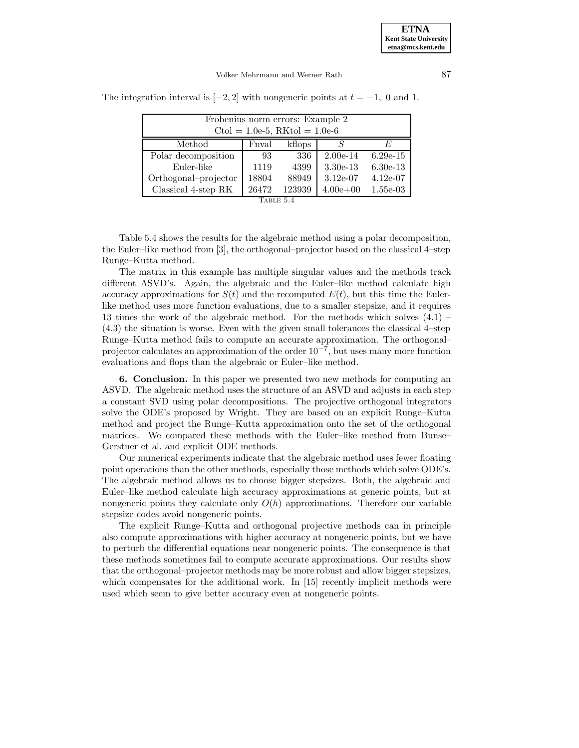The integration interval is $[-2, 2]$ with nongeneric points at $t = -1,\ 0$ and 1.

| Frobenius norm errors: Example 2<br>Ctol = 1.0e-5, RKtol = 1.0e-6 | | | | |
|---|---|---|---|---|
| Method | Fnval | kflops | $S$ | $E$ |
| Polar decomposition | 93 | 336 | 2.00e-14 | 6.29e-15 |
| Euler-like | 1119 | 4399 | 3.30e-13 | 6.30e-13 |
| Orthogonal–projector | 18804 | 88949 | 3.12e-07 | 4.12e-07 |
| Classical 4-step RK | 26472 | 123939 | 4.00e+00 | 1.55e-03 |

TABLE 5.4

Table 5.4 shows the results for the algebraic method using a polar decomposition, the Euler–like method from [3], the orthogonal–projector based on the classical 4–step Runge–Kutta method.

The matrix in this example has multiple singular values and the methods track different ASVD's. Again, the algebraic and the Euler–like method calculate high accuracy approximations for $S(t)$ and the recomputed $E(t)$, but this time the Euler-like method uses more function evaluations, due to a smaller stepsize, and it requires 13 times the work of the algebraic method. For the methods which solves (4.1) – (4.3) the situation is worse. Even with the given small tolerances the classical 4–step Runge–Kutta method fails to compute an accurate approximation. The orthogonal–projector calculates an approximation of the order $10^{-7}$, but uses many more function evaluations and flops than the algebraic or Euler–like method.

**6. Conclusion.** In this paper we presented two new methods for computing an ASVD. The algebraic method uses the structure of an ASVD and adjusts in each step a constant SVD using polar decompositions. The projective orthogonal integrators solve the ODE's proposed by Wright. They are based on an explicit Runge–Kutta method and project the Runge–Kutta approximation onto the set of the orthogonal matrices. We compared these methods with the Euler–like method from Bunse–Gerstner et al. and explicit ODE methods.

Our numerical experiments indicate that the algebraic method uses fewer floating point operations than the other methods, especially those methods which solve ODE's. The algebraic method allows us to choose bigger stepsizes. Both, the algebraic and Euler–like method calculate high accuracy approximations at generic points, but at nongeneric points they calculate only $O(h)$ approximations. Therefore our variable stepsize codes avoid nongeneric points.

The explicit Runge–Kutta and orthogonal projective methods can in principle also compute approximations with higher accuracy at nongeneric points, but we have to perturb the differential equations near nongeneric points. The consequence is that these methods sometimes fail to compute accurate approximations. Our results show that the orthogonal–projector methods may be more robust and allow bigger stepsizes, which compensates for the additional work. In [15] recently implicit methods were used which seem to give better accuracy even at nongeneric points.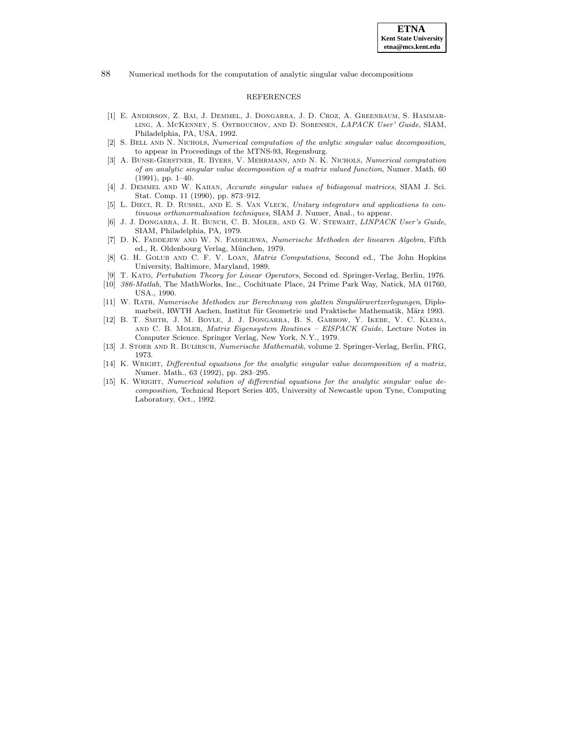## REFERENCES

[1] E. Anderson, Z. Bai, J. Demmel, J. Dongarra, J. D. Croz, A. Greenbaum, S. Hammarling, A. McKenney, S. Ostrouchov, and D. Sorensen, *LAPACK User' Guide*, SIAM, Philadelphia, PA, USA, 1992.

[2] S. Bell and N. Nichols, *Numerical computation of the anlytic singular value decomposition*, to appear in Proceedings of the MTNS-93, Regensburg.

[3] A. Bunse-Gerstner, R. Byers, V. Mehrmann, and N. K. Nichols, *Numerical computation of an analytic singular value decomposition of a matrix valued function*, Numer. Math. 60 (1991), pp. 1–40.

[4] J. Demmel and W. Kahan, *Accurate singular values of bidiagonal matrices*, SIAM J. Sci. Stat. Comp. 11 (1990), pp. 873–912.

[5] L. Dieci, R. D. Russel, and E. S. Van Vleck, *Unitary integrators and applications to continuous orthonormalisation techniques*, SIAM J. Numer, Anal., to appear.

[6] J. J. Dongarra, J. R. Bunch, C. B. Moler, and G. W. Stewart, *LINPACK User's Guide*, SIAM, Philadelphia, PA, 1979.

[7] D. K. Faddejew and W. N. Faddejewa, *Numerische Methoden der linearen Algebra*, Fifth ed., R. Oldenbourg Verlag, München, 1979.

[8] G. H. Golub and C. F. V. Loan, *Matrix Computations*, Second ed., The John Hopkins University, Baltimore, Maryland, 1989.

[9] T. Kato, *Pertubation Theory for Linear Operators*, Second ed. Springer-Verlag, Berlin, 1976.

[10] *386-Matlab*, The MathWorks, Inc., Cochituate Place, 24 Prime Park Way, Natick, MA 01760, USA., 1990.

[11] W. Rath, *Numerische Methoden zur Berechnung von glatten Singulärwertzerlegungen*, Diplomarbeit, RWTH Aachen, Institut für Geometrie und Praktische Mathematik, März 1993.

[12] B. T. Smith, J. M. Boyle, J. J. Dongarra, B. S. Garbow, Y. Ikebe, V. C. Klema, and C. B. Moler, *Matrix Eigensystem Routines – EISPACK Guide*, Lecture Notes in Computer Science. Springer Verlag, New York, N.Y., 1979.

[13] J. Stoer and R. Bulirsch, *Numerische Mathematik*, volume 2. Springer-Verlag, Berlin, FRG, 1973.

[14] K. Wright, *Differential equations for the analytic singular value decomposition of a matrix*, Numer. Math., 63 (1992), pp. 283–295.

[15] K. Wright, *Numerical solution of differential equations for the analytic singular value decomposition*, Technical Report Series 405, University of Newcastle upon Tyne, Computing Laboratory, Oct., 1992.